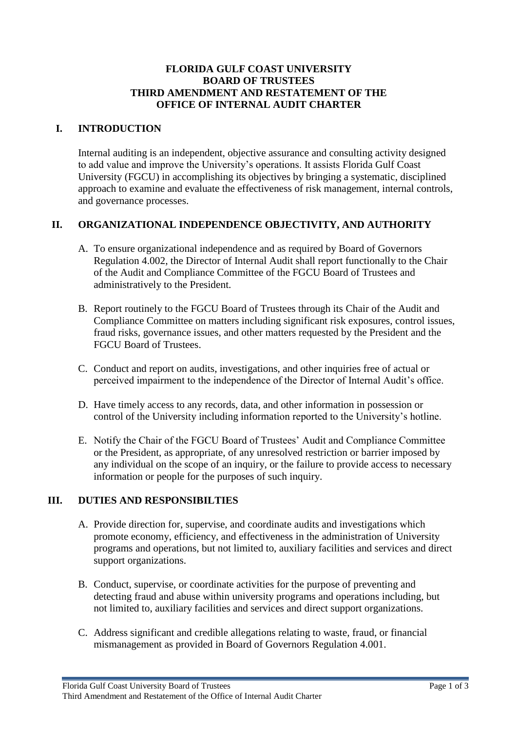# FLORIDA GULF COAST UNIVERSITY BOARD OF TRUSTEES THIRD AMENDMENT AND RESTATEMENT OF THE OFFICE OF INTERNAL AUDIT CHARTER

## I. INTRODUCTION

Internal auditing is an independent, objective assurance and consulting activity designed to add value and improve the University's operations. It assists Florida Gulf Coast University (FGCU) in accomplishing its objectives by bringing a systematic, disciplined approach to examine and evaluate the effectiveness of risk management, internal controls, and governance processes.

## II. ORGANIZATIONAL INDEPENDENCE OBJECTIVITY, AND AUTHORITY

A. To ensure organizational independence and as required by Board of Governors Regulation 4.002, the Director of Internal Audit shall report functionally to the Chair of the Audit and Compliance Committee of the FGCU Board of Trustees and administratively to the President.

B. Report routinely to the FGCU Board of Trustees through its Chair of the Audit and Compliance Committee on matters including significant risk exposures, control issues, fraud risks, governance issues, and other matters requested by the President and the FGCU Board of Trustees.

C. Conduct and report on audits, investigations, and other inquiries free of actual or perceived impairment to the independence of the Director of Internal Audit's office.

D. Have timely access to any records, data, and other information in possession or control of the University including information reported to the University's hotline.

E. Notify the Chair of the FGCU Board of Trustees' Audit and Compliance Committee or the President, as appropriate, of any unresolved restriction or barrier imposed by any individual on the scope of an inquiry, or the failure to provide access to necessary information or people for the purposes of such inquiry.

## III. DUTIES AND RESPONSIBILTIES

A. Provide direction for, supervise, and coordinate audits and investigations which promote economy, efficiency, and effectiveness in the administration of University programs and operations, but not limited to, auxiliary facilities and services and direct support organizations.

B. Conduct, supervise, or coordinate activities for the purpose of preventing and detecting fraud and abuse within university programs and operations including, but not limited to, auxiliary facilities and services and direct support organizations.

C. Address significant and credible allegations relating to waste, fraud, or financial mismanagement as provided in Board of Governors Regulation 4.001.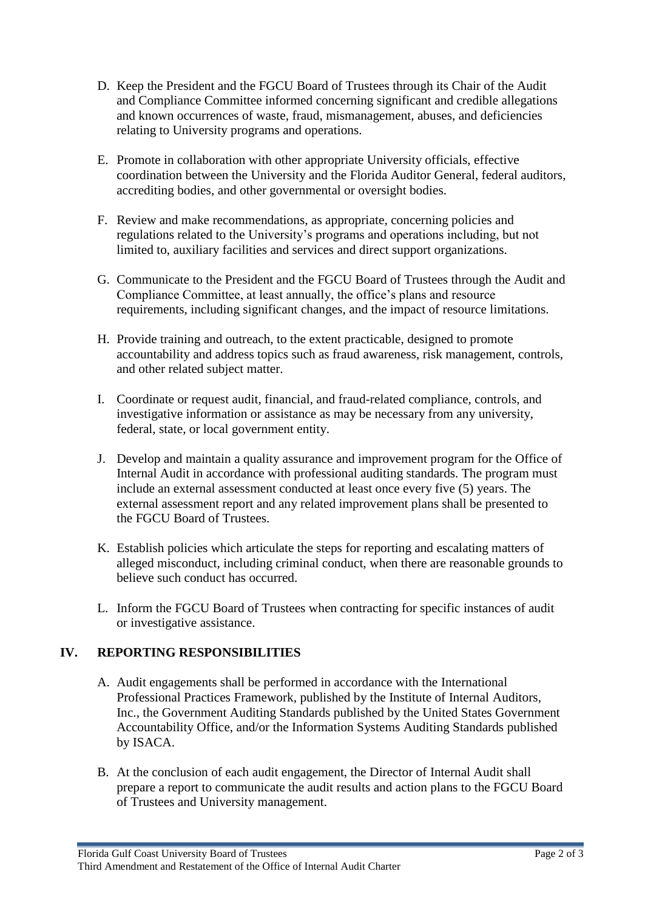D. Keep the President and the FGCU Board of Trustees through its Chair of the Audit and Compliance Committee informed concerning significant and credible allegations and known occurrences of waste, fraud, mismanagement, abuses, and deficiencies relating to University programs and operations.

E. Promote in collaboration with other appropriate University officials, effective coordination between the University and the Florida Auditor General, federal auditors, accrediting bodies, and other governmental or oversight bodies.

F. Review and make recommendations, as appropriate, concerning policies and regulations related to the University's programs and operations including, but not limited to, auxiliary facilities and services and direct support organizations.

G. Communicate to the President and the FGCU Board of Trustees through the Audit and Compliance Committee, at least annually, the office's plans and resource requirements, including significant changes, and the impact of resource limitations.

H. Provide training and outreach, to the extent practicable, designed to promote accountability and address topics such as fraud awareness, risk management, controls, and other related subject matter.

I. Coordinate or request audit, financial, and fraud-related compliance, controls, and investigative information or assistance as may be necessary from any university, federal, state, or local government entity.

J. Develop and maintain a quality assurance and improvement program for the Office of Internal Audit in accordance with professional auditing standards. The program must include an external assessment conducted at least once every five (5) years. The external assessment report and any related improvement plans shall be presented to the FGCU Board of Trustees.

K. Establish policies which articulate the steps for reporting and escalating matters of alleged misconduct, including criminal conduct, when there are reasonable grounds to believe such conduct has occurred.

L. Inform the FGCU Board of Trustees when contracting for specific instances of audit or investigative assistance.

## IV. REPORTING RESPONSIBILITIES

A. Audit engagements shall be performed in accordance with the International Professional Practices Framework, published by the Institute of Internal Auditors, Inc., the Government Auditing Standards published by the United States Government Accountability Office, and/or the Information Systems Auditing Standards published by ISACA.

B. At the conclusion of each audit engagement, the Director of Internal Audit shall prepare a report to communicate the audit results and action plans to the FGCU Board of Trustees and University management.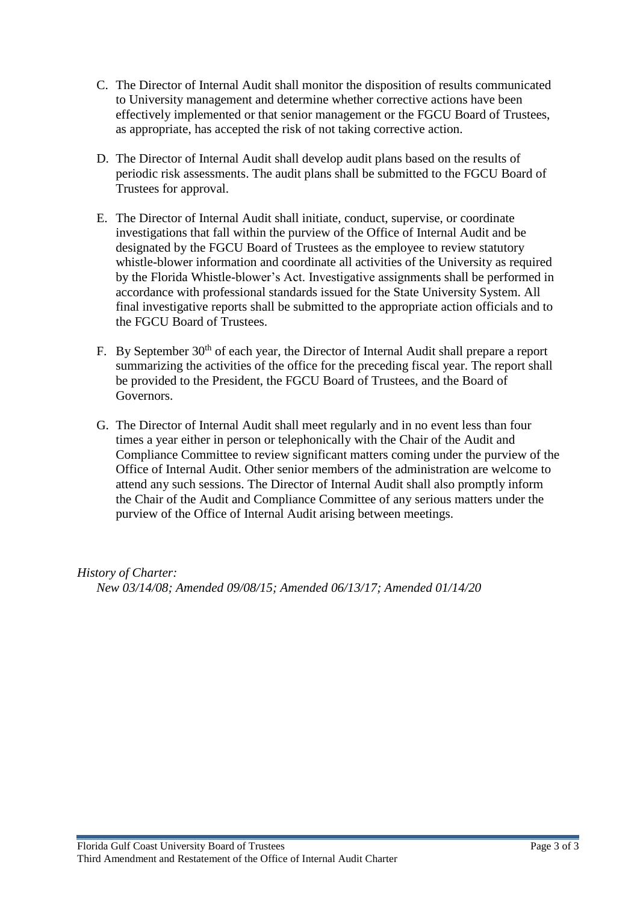C. The Director of Internal Audit shall monitor the disposition of results communicated to University management and determine whether corrective actions have been effectively implemented or that senior management or the FGCU Board of Trustees, as appropriate, has accepted the risk of not taking corrective action.

D. The Director of Internal Audit shall develop audit plans based on the results of periodic risk assessments. The audit plans shall be submitted to the FGCU Board of Trustees for approval.

E. The Director of Internal Audit shall initiate, conduct, supervise, or coordinate investigations that fall within the purview of the Office of Internal Audit and be designated by the FGCU Board of Trustees as the employee to review statutory whistle-blower information and coordinate all activities of the University as required by the Florida Whistle-blower's Act. Investigative assignments shall be performed in accordance with professional standards issued for the State University System. All final investigative reports shall be submitted to the appropriate action officials and to the FGCU Board of Trustees.

F. By September 30th of each year, the Director of Internal Audit shall prepare a report summarizing the activities of the office for the preceding fiscal year. The report shall be provided to the President, the FGCU Board of Trustees, and the Board of Governors.

G. The Director of Internal Audit shall meet regularly and in no event less than four times a year either in person or telephonically with the Chair of the Audit and Compliance Committee to review significant matters coming under the purview of the Office of Internal Audit. Other senior members of the administration are welcome to attend any such sessions. The Director of Internal Audit shall also promptly inform the Chair of the Audit and Compliance Committee of any serious matters under the purview of the Office of Internal Audit arising between meetings.

*History of Charter:*
*New 03/14/08; Amended 09/08/15; Amended 06/13/17; Amended 01/14/20*